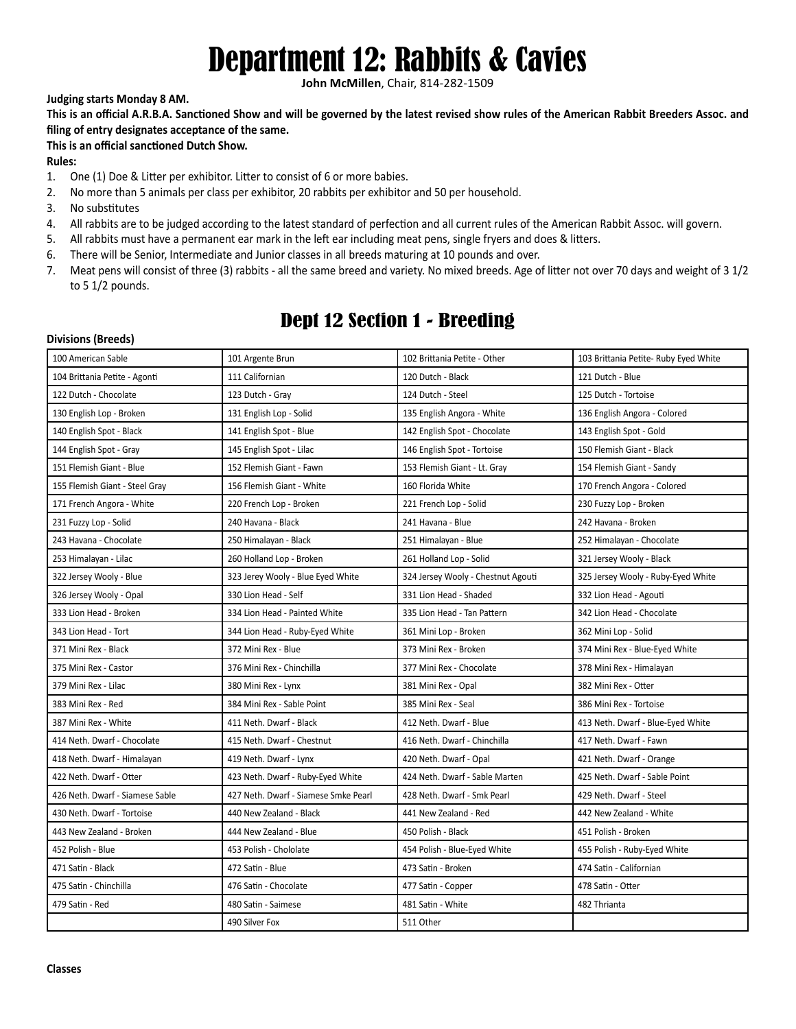# Department 12: Rabbits & Cavies

**John McMillen**, Chair, 814-282-1509

**Judging starts Monday 8 AM.**

**This is an official A.R.B.A. Sanctioned Show and will be governed by the latest revised show rules of the American Rabbit Breeders Assoc. and filing of entry designates acceptance of the same.**

**This is an official sanctioned Dutch Show.**

**Rules:**

1. One (1) Doe & Litter per exhibitor. Litter to consist of 6 or more babies.
2. No more than 5 animals per class per exhibitor, 20 rabbits per exhibitor and 50 per household.
3. No substitutes
4. All rabbits are to be judged according to the latest standard of perfection and all current rules of the American Rabbit Assoc. will govern.
5. All rabbits must have a permanent ear mark in the left ear including meat pens, single fryers and does & litters.
6. There will be Senior, Intermediate and Junior classes in all breeds maturing at 10 pounds and over.
7. Meat pens will consist of three (3) rabbits - all the same breed and variety. No mixed breeds. Age of litter not over 70 days and weight of 3 1/2 to 5 1/2 pounds.

## Dept 12 Section 1 - Breeding

**Divisions (Breeds)**

| | | | |
|---|---|---|---|
| 100 American Sable | 101 Argente Brun | 102 Brittania Petite - Other | 103 Brittania Petite- Ruby Eyed White |
| 104 Brittania Petite - Agonti | 111 Californian | 120 Dutch - Black | 121 Dutch - Blue |
| 122 Dutch - Chocolate | 123 Dutch - Gray | 124 Dutch - Steel | 125 Dutch - Tortoise |
| 130 English Lop - Broken | 131 English Lop - Solid | 135 English Angora - White | 136 English Angora - Colored |
| 140 English Spot - Black | 141 English Spot - Blue | 142 English Spot - Chocolate | 143 English Spot - Gold |
| 144 English Spot - Gray | 145 English Spot - Lilac | 146 English Spot - Tortoise | 150 Flemish Giant - Black |
| 151 Flemish Giant - Blue | 152 Flemish Giant - Fawn | 153 Flemish Giant - Lt. Gray | 154 Flemish Giant - Sandy |
| 155 Flemish Giant - Steel Gray | 156 Flemish Giant - White | 160 Florida White | 170 French Angora - Colored |
| 171 French Angora - White | 220 French Lop - Broken | 221 French Lop - Solid | 230 Fuzzy Lop - Broken |
| 231 Fuzzy Lop - Solid | 240 Havana - Black | 241 Havana - Blue | 242 Havana - Broken |
| 243 Havana - Chocolate | 250 Himalayan - Black | 251 Himalayan - Blue | 252 Himalayan - Chocolate |
| 253 Himalayan - Lilac | 260 Holland Lop - Broken | 261 Holland Lop - Solid | 321 Jersey Wooly - Black |
| 322 Jersey Wooly - Blue | 323 Jerey Wooly - Blue Eyed White | 324 Jersey Wooly - Chestnut Agouti | 325 Jersey Wooly - Ruby-Eyed White |
| 326 Jersey Wooly - Opal | 330 Lion Head - Self | 331 Lion Head - Shaded | 332 Lion Head - Agouti |
| 333 Lion Head - Broken | 334 Lion Head - Painted White | 335 Lion Head - Tan Pattern | 342 Lion Head - Chocolate |
| 343 Lion Head - Tort | 344 Lion Head - Ruby-Eyed White | 361 Mini Lop - Broken | 362 Mini Lop - Solid |
| 371 Mini Rex - Black | 372 Mini Rex - Blue | 373 Mini Rex - Broken | 374 Mini Rex - Blue-Eyed White |
| 375 Mini Rex - Castor | 376 Mini Rex - Chinchilla | 377 Mini Rex - Chocolate | 378 Mini Rex - Himalayan |
| 379 Mini Rex - Lilac | 380 Mini Rex - Lynx | 381 Mini Rex - Opal | 382 Mini Rex - Otter |
| 383 Mini Rex - Red | 384 Mini Rex - Sable Point | 385 Mini Rex - Seal | 386 Mini Rex - Tortoise |
| 387 Mini Rex - White | 411 Neth. Dwarf - Black | 412 Neth. Dwarf - Blue | 413 Neth. Dwarf - Blue-Eyed White |
| 414 Neth. Dwarf - Chocolate | 415 Neth. Dwarf - Chestnut | 416 Neth. Dwarf - Chinchilla | 417 Neth. Dwarf - Fawn |
| 418 Neth. Dwarf - Himalayan | 419 Neth. Dwarf - Lynx | 420 Neth. Dwarf - Opal | 421 Neth. Dwarf - Orange |
| 422 Neth. Dwarf - Otter | 423 Neth. Dwarf - Ruby-Eyed White | 424 Neth. Dwarf - Sable Marten | 425 Neth. Dwarf - Sable Point |
| 426 Neth. Dwarf - Siamese Sable | 427 Neth. Dwarf - Siamese Smke Pearl | 428 Neth. Dwarf - Smk Pearl | 429 Neth. Dwarf - Steel |
| 430 Neth. Dwarf - Tortoise | 440 New Zealand - Black | 441 New Zealand - Red | 442 New Zealand - White |
| 443 New Zealand - Broken | 444 New Zealand - Blue | 450 Polish - Black | 451 Polish - Broken |
| 452 Polish - Blue | 453 Polish - Chololate | 454 Polish - Blue-Eyed White | 455 Polish - Ruby-Eyed White |
| 471 Satin - Black | 472 Satin - Blue | 473 Satin - Broken | 474 Satin - Californian |
| 475 Satin - Chinchilla | 476 Satin - Chocolate | 477 Satin - Copper | 478 Satin - Otter |
| 479 Satin - Red | 480 Satin - Saimese | 481 Satin - White | 482 Thrianta |
| | 490 Silver Fox | 511 Other | |

**Classes**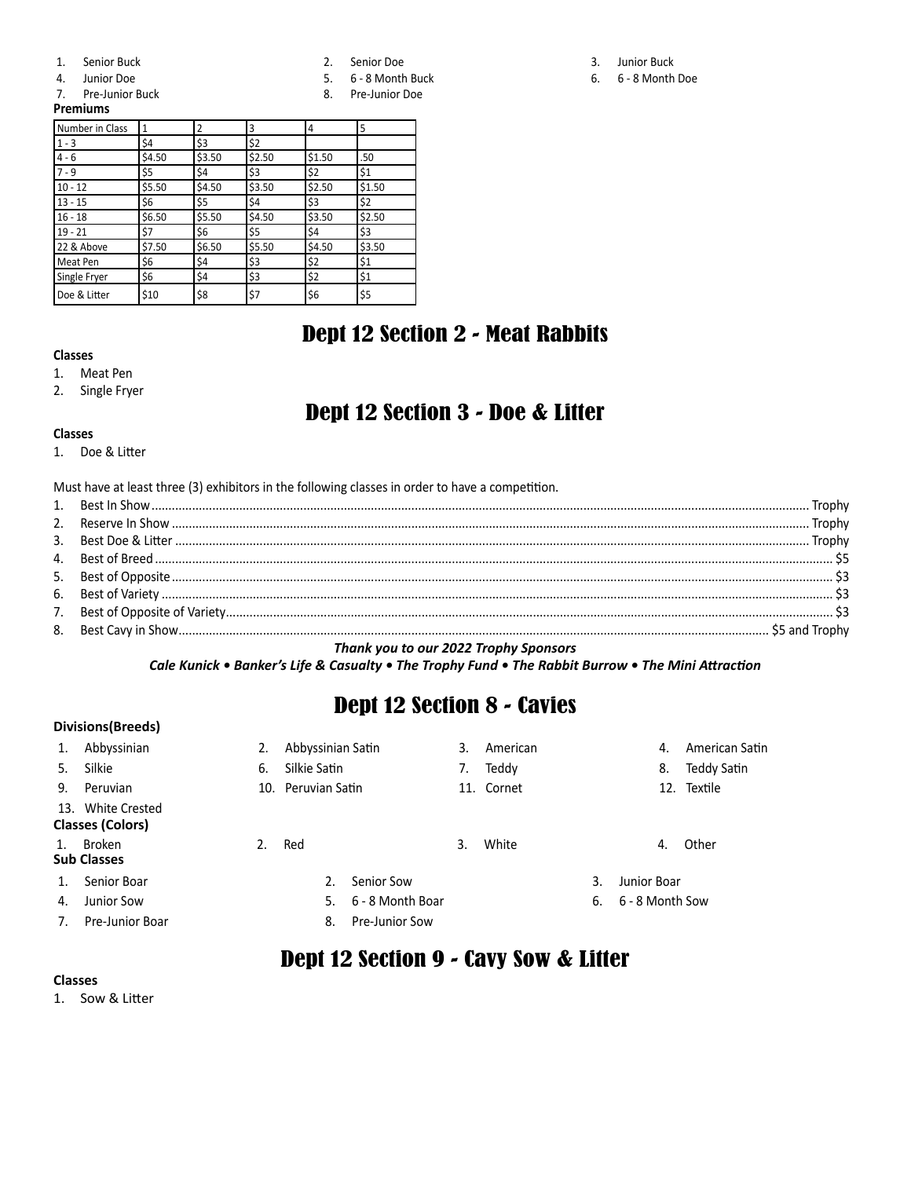1. Senior Buck
2. Senior Doe
3. Junior Buck
4. Junior Doe
5. 6 - 8 Month Buck
6. 6 - 8 Month Doe
7. Pre-Junior Buck
8. Pre-Junior Doe

**Premiums**

| Number in Class | 1 | 2 | 3 | 4 | 5 |
|---|---|---|---|---|---|
| 1 - 3 | $4 | $3 | $2 | | |
| 4 - 6 | $4.50 | $3.50 | $2.50 | $1.50 | .50 |
| 7 - 9 | $5 | $4 | $3 | $2 | $1 |
| 10 - 12 | $5.50 | $4.50 | $3.50 | $2.50 | $1.50 |
| 13 - 15 | $6 | $5 | $4 | $3 | $2 |
| 16 - 18 | $6.50 | $5.50 | $4.50 | $3.50 | $2.50 |
| 19 - 21 | $7 | $6 | $5 | $4 | $3 |
| 22 & Above | $7.50 | $6.50 | $5.50 | $4.50 | $3.50 |
| Meat Pen | $6 | $4 | $3 | $2 | $1 |
| Single Fryer | $6 | $4 | $3 | $2 | $1 |
| Doe & Litter | $10 | $8 | $7 | $6 | $5 |

# Dept 12 Section 2 - Meat Rabbits

**Classes**

1. Meat Pen
2. Single Fryer

# Dept 12 Section 3 - Doe & Litter

**Classes**

1. Doe & Litter

Must have at least three (3) exhibitors in the following classes in order to have a competition.

1. Best In Show .......... Trophy
2. Reserve In Show .......... Trophy
3. Best Doe & Litter .......... Trophy
4. Best of Breed .......... $5
5. Best of Opposite .......... $3
6. Best of Variety .......... $3
7. Best of Opposite of Variety .......... $3
8. Best Cavy in Show .......... $5 and Trophy

***Thank you to our 2022 Trophy Sponsors***

***Cale Kunick • Banker's Life & Casualty • The Trophy Fund • The Rabbit Burrow • The Mini Attraction***

# Dept 12 Section 8 - Cavies

**Divisions(Breeds)**

1. Abyssinian
2. Abyssinian Satin
3. American
4. American Satin
5. Silkie
6. Silkie Satin
7. Teddy
8. Teddy Satin
9. Peruvian
10. Peruvian Satin
11. Cornet
12. Textile
13. White Crested

**Classes (Colors)**

1. Broken
2. Red
3. White
4. Other

**Sub Classes**

1. Senior Boar
2. Senior Sow
3. Junior Boar
4. Junior Sow
5. 6 - 8 Month Boar
6. 6 - 8 Month Sow
7. Pre-Junior Boar
8. Pre-Junior Sow

# Dept 12 Section 9 - Cavy Sow & Litter

**Classes**

1. Sow & Litter